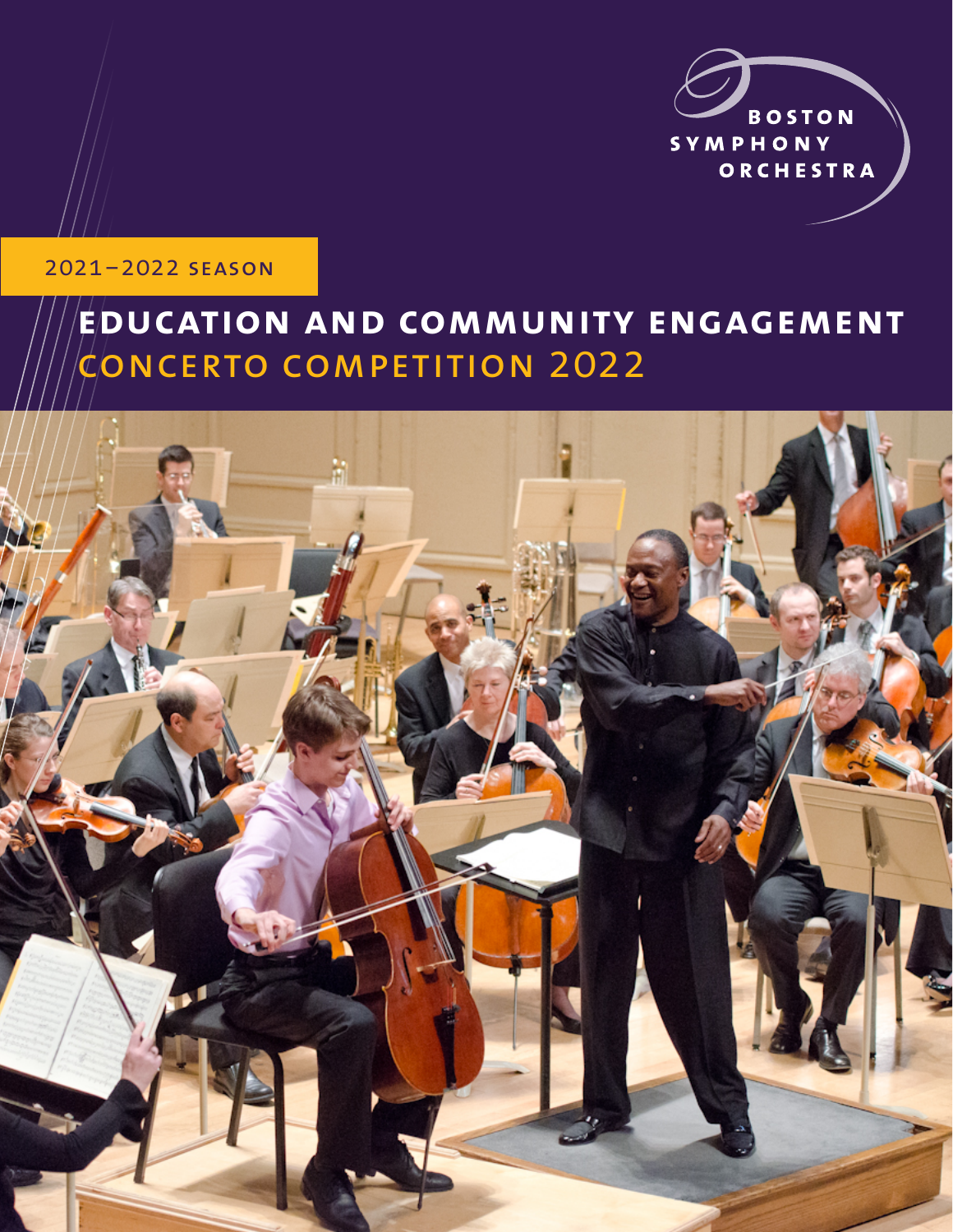BOSTON SYMPHONY ORCHESTRA

2021–2022 SEASON

# EDUCATION AND COMMUNITY ENGAGEMENT

## CONCERTO COMPETITION 2022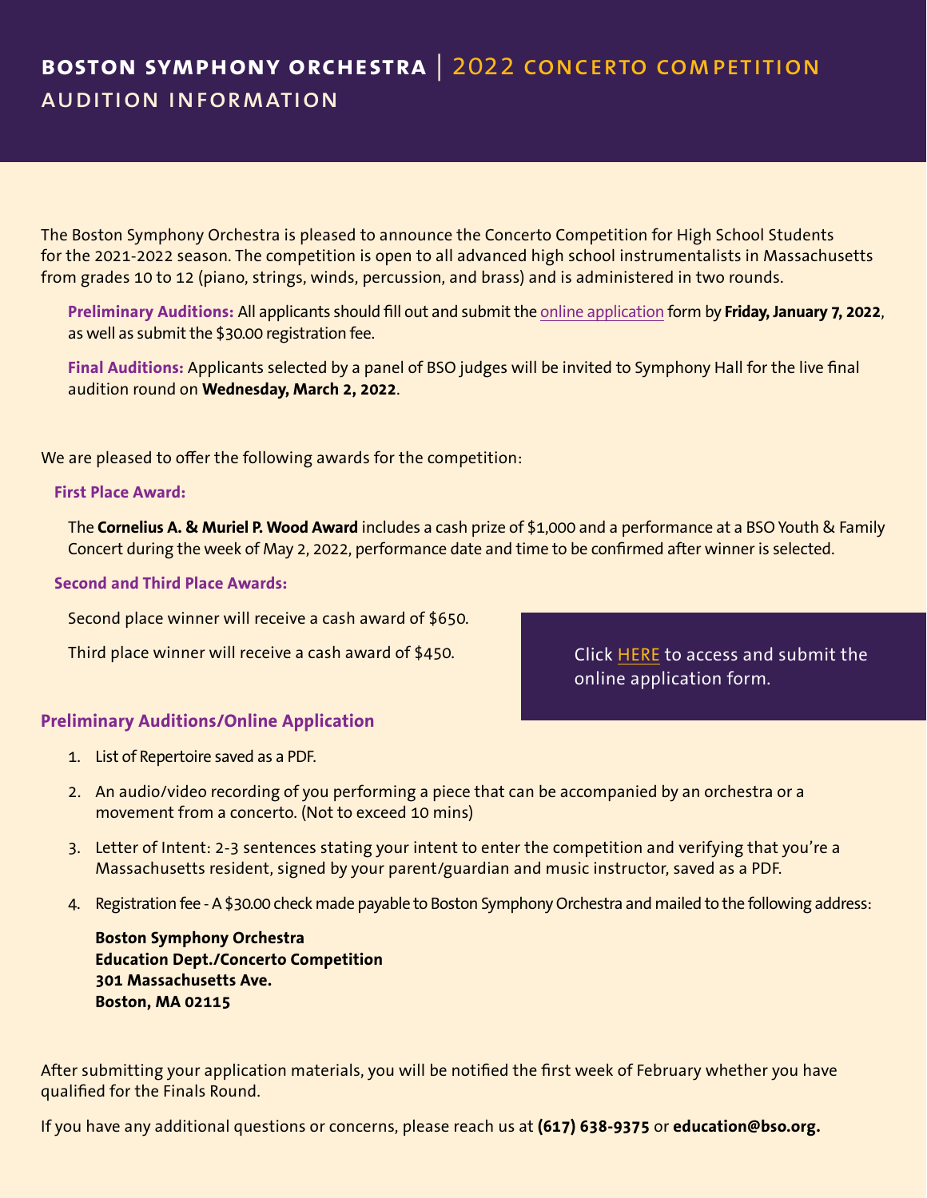# BOSTON SYMPHONY ORCHESTRA | 2022 CONCERTO COMPETITION AUDITION INFORMATION

The Boston Symphony Orchestra is pleased to announce the Concerto Competition for High School Students for the 2021-2022 season. The competition is open to all advanced high school instrumentalists in Massachusetts from grades 10 to 12 (piano, strings, winds, percussion, and brass) and is administered in two rounds.

**Preliminary Auditions:** All applicants should fill out and submit the online application form by **Friday, January 7, 2022**, as well as submit the $30.00 registration fee.

**Final Auditions:** Applicants selected by a panel of BSO judges will be invited to Symphony Hall for the live final audition round on **Wednesday, March 2, 2022**.

We are pleased to offer the following awards for the competition:

**First Place Award:**

The **Cornelius A. & Muriel P. Wood Award** includes a cash prize of $1,000 and a performance at a BSO Youth & Family Concert during the week of May 2, 2022, performance date and time to be confirmed after winner is selected.

**Second and Third Place Awards:**

Second place winner will receive a cash award of $650.

Third place winner will receive a cash award of $450.

Click HERE to access and submit the online application form.

## Preliminary Auditions/Online Application

1. List of Repertoire saved as a PDF.
2. An audio/video recording of you performing a piece that can be accompanied by an orchestra or a movement from a concerto. (Not to exceed 10 mins)
3. Letter of Intent: 2-3 sentences stating your intent to enter the competition and verifying that you're a Massachusetts resident, signed by your parent/guardian and music instructor, saved as a PDF.
4. Registration fee - A $30.00 check made payable to Boston Symphony Orchestra and mailed to the following address:

   **Boston Symphony Orchestra**
   **Education Dept./Concerto Competition**
   **301 Massachusetts Ave.**
   **Boston, MA 02115**

After submitting your application materials, you will be notified the first week of February whether you have qualified for the Finals Round.

If you have any additional questions or concerns, please reach us at **(617) 638-9375** or **education@bso.org.**